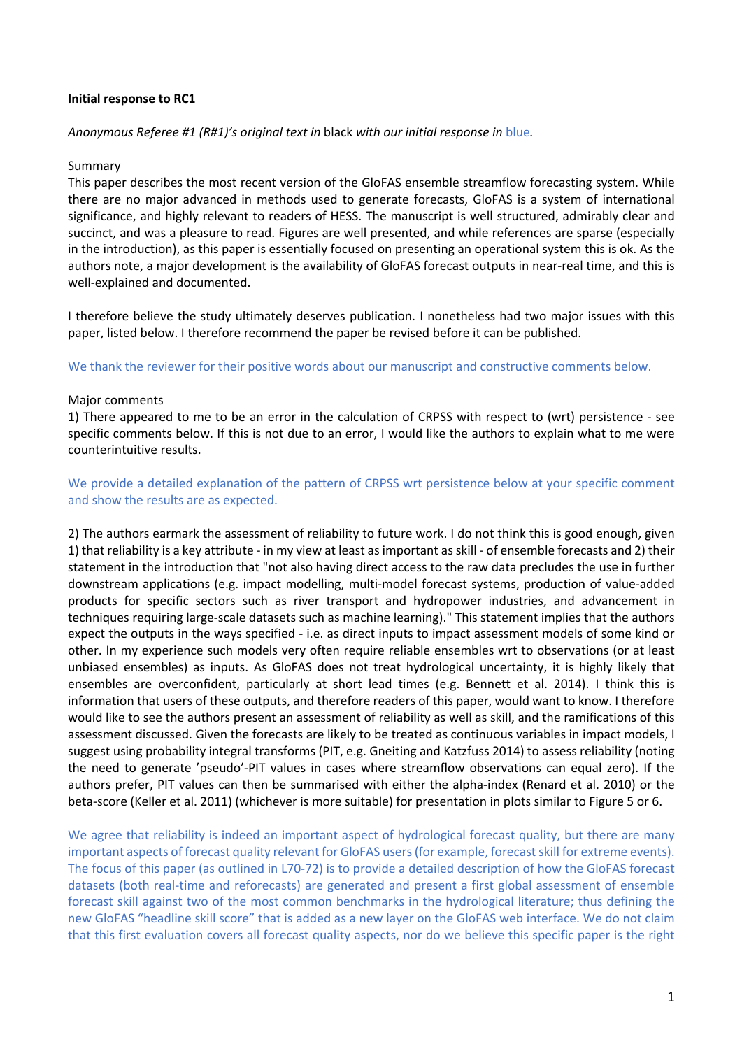**Initial response to RC1**

*Anonymous Referee #1 (R#1)'s original text in* black *with our initial response in* blue*.*

Summary

This paper describes the most recent version of the GloFAS ensemble streamflow forecasting system. While there are no major advanced in methods used to generate forecasts, GloFAS is a system of international significance, and highly relevant to readers of HESS. The manuscript is well structured, admirably clear and succinct, and was a pleasure to read. Figures are well presented, and while references are sparse (especially in the introduction), as this paper is essentially focused on presenting an operational system this is ok. As the authors note, a major development is the availability of GloFAS forecast outputs in near-real time, and this is well-explained and documented.

I therefore believe the study ultimately deserves publication. I nonetheless had two major issues with this paper, listed below. I therefore recommend the paper be revised before it can be published.

We thank the reviewer for their positive words about our manuscript and constructive comments below.

Major comments

1) There appeared to me to be an error in the calculation of CRPSS with respect to (wrt) persistence - see specific comments below. If this is not due to an error, I would like the authors to explain what to me were counterintuitive results.

We provide a detailed explanation of the pattern of CRPSS wrt persistence below at your specific comment and show the results are as expected.

2) The authors earmark the assessment of reliability to future work. I do not think this is good enough, given 1) that reliability is a key attribute - in my view at least as important as skill - of ensemble forecasts and 2) their statement in the introduction that "not also having direct access to the raw data precludes the use in further downstream applications (e.g. impact modelling, multi-model forecast systems, production of value-added products for specific sectors such as river transport and hydropower industries, and advancement in techniques requiring large-scale datasets such as machine learning)." This statement implies that the authors expect the outputs in the ways specified - i.e. as direct inputs to impact assessment models of some kind or other. In my experience such models very often require reliable ensembles wrt to observations (or at least unbiased ensembles) as inputs. As GloFAS does not treat hydrological uncertainty, it is highly likely that ensembles are overconfident, particularly at short lead times (e.g. Bennett et al. 2014). I think this is information that users of these outputs, and therefore readers of this paper, would want to know. I therefore would like to see the authors present an assessment of reliability as well as skill, and the ramifications of this assessment discussed. Given the forecasts are likely to be treated as continuous variables in impact models, I suggest using probability integral transforms (PIT, e.g. Gneiting and Katzfuss 2014) to assess reliability (noting the need to generate 'pseudo'-PIT values in cases where streamflow observations can equal zero). If the authors prefer, PIT values can then be summarised with either the alpha-index (Renard et al. 2010) or the beta-score (Keller et al. 2011) (whichever is more suitable) for presentation in plots similar to Figure 5 or 6.

We agree that reliability is indeed an important aspect of hydrological forecast quality, but there are many important aspects of forecast quality relevant for GloFAS users (for example, forecast skill for extreme events). The focus of this paper (as outlined in L70-72) is to provide a detailed description of how the GloFAS forecast datasets (both real-time and reforecasts) are generated and present a first global assessment of ensemble forecast skill against two of the most common benchmarks in the hydrological literature; thus defining the new GloFAS "headline skill score" that is added as a new layer on the GloFAS web interface. We do not claim that this first evaluation covers all forecast quality aspects, nor do we believe this specific paper is the right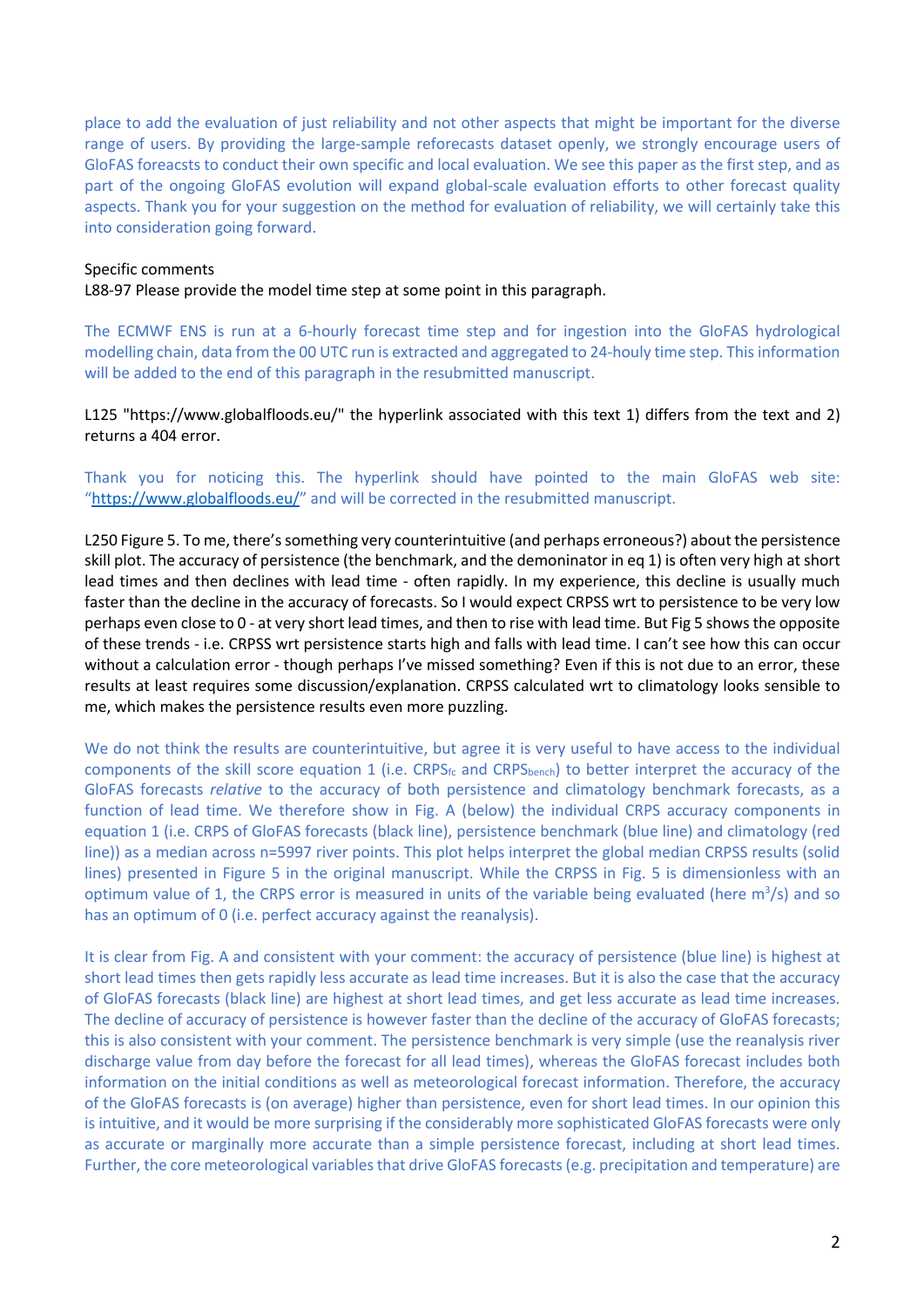place to add the evaluation of just reliability and not other aspects that might be important for the diverse range of users. By providing the large-sample reforecasts dataset openly, we strongly encourage users of GloFAS foreacsts to conduct their own specific and local evaluation. We see this paper as the first step, and as part of the ongoing GloFAS evolution will expand global-scale evaluation efforts to other forecast quality aspects. Thank you for your suggestion on the method for evaluation of reliability, we will certainly take this into consideration going forward.

Specific comments

L88-97 Please provide the model time step at some point in this paragraph.

The ECMWF ENS is run at a 6-hourly forecast time step and for ingestion into the GloFAS hydrological modelling chain, data from the 00 UTC run is extracted and aggregated to 24-houly time step. This information will be added to the end of this paragraph in the resubmitted manuscript.

L125 "https://www.globalfloods.eu/" the hyperlink associated with this text 1) differs from the text and 2) returns a 404 error.

Thank you for noticing this. The hyperlink should have pointed to the main GloFAS web site: "https://www.globalfloods.eu/" and will be corrected in the resubmitted manuscript.

L250 Figure 5. To me, there's something very counterintuitive (and perhaps erroneous?) about the persistence skill plot. The accuracy of persistence (the benchmark, and the demoninator in eq 1) is often very high at short lead times and then declines with lead time - often rapidly. In my experience, this decline is usually much faster than the decline in the accuracy of forecasts. So I would expect CRPSS wrt to persistence to be very low perhaps even close to 0 - at very short lead times, and then to rise with lead time. But Fig 5 shows the opposite of these trends - i.e. CRPSS wrt persistence starts high and falls with lead time. I can't see how this can occur without a calculation error - though perhaps I've missed something? Even if this is not due to an error, these results at least requires some discussion/explanation. CRPSS calculated wrt to climatology looks sensible to me, which makes the persistence results even more puzzling.

We do not think the results are counterintuitive, but agree it is very useful to have access to the individual components of the skill score equation 1 (i.e. $CRPS_{fc}$ and $CRPS_{bench}$) to better interpret the accuracy of the GloFAS forecasts *relative* to the accuracy of both persistence and climatology benchmark forecasts, as a function of lead time. We therefore show in Fig. A (below) the individual CRPS accuracy components in equation 1 (i.e. CRPS of GloFAS forecasts (black line), persistence benchmark (blue line) and climatology (red line)) as a median across n=5997 river points. This plot helps interpret the global median CRPSS results (solid lines) presented in Figure 5 in the original manuscript. While the CRPSS in Fig. 5 is dimensionless with an optimum value of 1, the CRPS error is measured in units of the variable being evaluated (here $m^3/s$) and so has an optimum of 0 (i.e. perfect accuracy against the reanalysis).

It is clear from Fig. A and consistent with your comment: the accuracy of persistence (blue line) is highest at short lead times then gets rapidly less accurate as lead time increases. But it is also the case that the accuracy of GloFAS forecasts (black line) are highest at short lead times, and get less accurate as lead time increases. The decline of accuracy of persistence is however faster than the decline of the accuracy of GloFAS forecasts; this is also consistent with your comment. The persistence benchmark is very simple (use the reanalysis river discharge value from day before the forecast for all lead times), whereas the GloFAS forecast includes both information on the initial conditions as well as meteorological forecast information. Therefore, the accuracy of the GloFAS forecasts is (on average) higher than persistence, even for short lead times. In our opinion this is intuitive, and it would be more surprising if the considerably more sophisticated GloFAS forecasts were only as accurate or marginally more accurate than a simple persistence forecast, including at short lead times. Further, the core meteorological variables that drive GloFAS forecasts (e.g. precipitation and temperature) are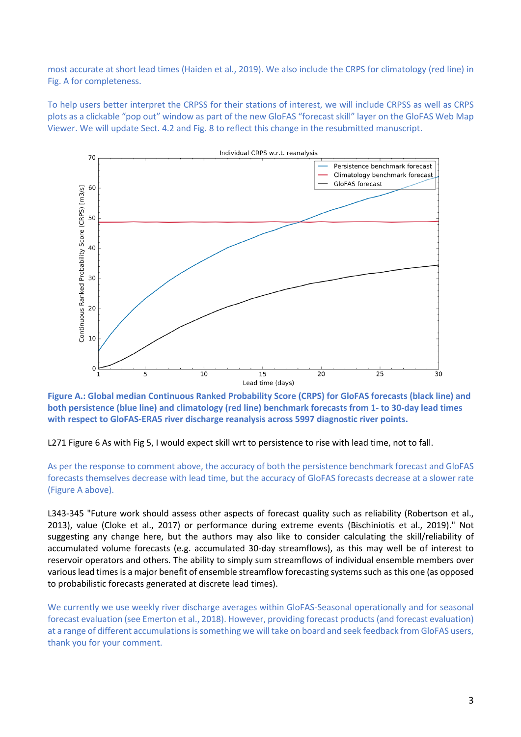most accurate at short lead times (Haiden et al., 2019). We also include the CRPS for climatology (red line) in Fig. A for completeness.

To help users better interpret the CRPSS for their stations of interest, we will include CRPSS as well as CRPS plots as a clickable "pop out" window as part of the new GloFAS "forecast skill" layer on the GloFAS Web Map Viewer. We will update Sect. 4.2 and Fig. 8 to reflect this change in the resubmitted manuscript.

**Figure A.: Global median Continuous Ranked Probability Score (CRPS) for GloFAS forecasts (black line) and both persistence (blue line) and climatology (red line) benchmark forecasts from 1- to 30-day lead times with respect to GloFAS-ERA5 river discharge reanalysis across 5997 diagnostic river points.**

L271 Figure 6 As with Fig 5, I would expect skill wrt to persistence to rise with lead time, not to fall.

As per the response to comment above, the accuracy of both the persistence benchmark forecast and GloFAS forecasts themselves decrease with lead time, but the accuracy of GloFAS forecasts decrease at a slower rate (Figure A above).

L343-345 "Future work should assess other aspects of forecast quality such as reliability (Robertson et al., 2013), value (Cloke et al., 2017) or performance during extreme events (Bischiniotis et al., 2019)." Not suggesting any change here, but the authors may also like to consider calculating the skill/reliability of accumulated volume forecasts (e.g. accumulated 30-day streamflows), as this may well be of interest to reservoir operators and others. The ability to simply sum streamflows of individual ensemble members over various lead times is a major benefit of ensemble streamflow forecasting systems such as this one (as opposed to probabilistic forecasts generated at discrete lead times).

We currently we use weekly river discharge averages within GloFAS-Seasonal operationally and for seasonal forecast evaluation (see Emerton et al., 2018). However, providing forecast products (and forecast evaluation) at a range of different accumulations is something we will take on board and seek feedback from GloFAS users, thank you for your comment.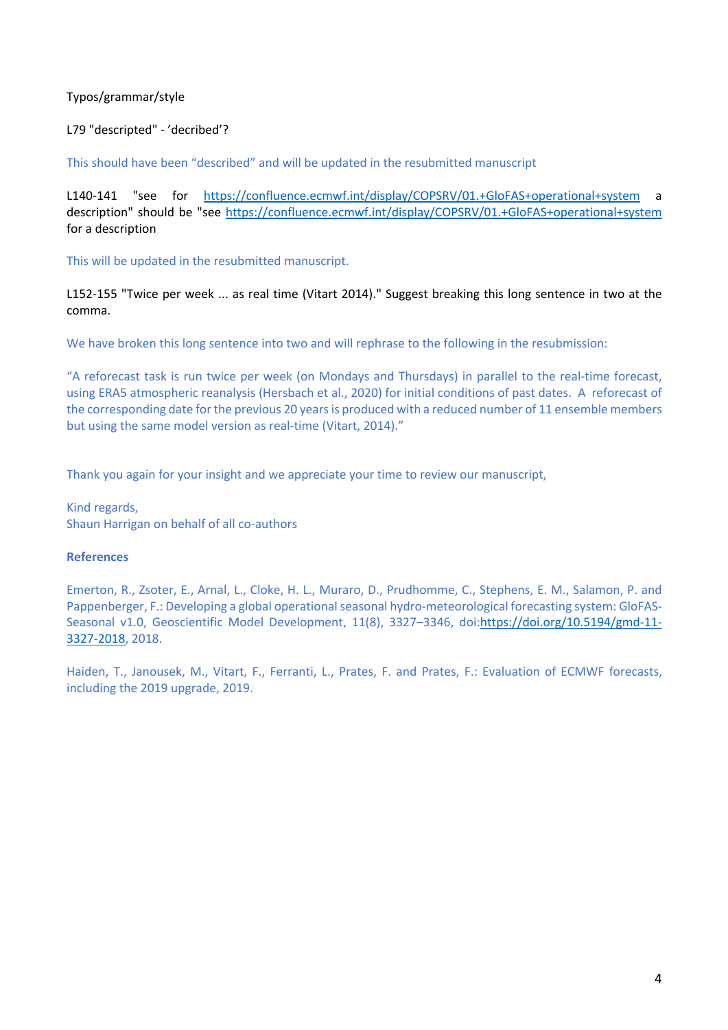Typos/grammar/style

L79 "descripted" - ’decribed’?

This should have been “described” and will be updated in the resubmitted manuscript

L140-141 "see for https://confluence.ecmwf.int/display/COPSRV/01.+GloFAS+operational+system a description" should be "see https://confluence.ecmwf.int/display/COPSRV/01.+GloFAS+operational+system for a description

This will be updated in the resubmitted manuscript.

L152-155 "Twice per week ... as real time (Vitart 2014)." Suggest breaking this long sentence in two at the comma.

We have broken this long sentence into two and will rephrase to the following in the resubmission:

“A reforecast task is run twice per week (on Mondays and Thursdays) in parallel to the real-time forecast, using ERA5 atmospheric reanalysis (Hersbach et al., 2020) for initial conditions of past dates. A reforecast of the corresponding date for the previous 20 years is produced with a reduced number of 11 ensemble members but using the same model version as real-time (Vitart, 2014).”

Thank you again for your insight and we appreciate your time to review our manuscript,

Kind regards,
Shaun Harrigan on behalf of all co-authors

**References**

Emerton, R., Zsoter, E., Arnal, L., Cloke, H. L., Muraro, D., Prudhomme, C., Stephens, E. M., Salamon, P. and Pappenberger, F.: Developing a global operational seasonal hydro-meteorological forecasting system: GloFAS-Seasonal v1.0, Geoscientific Model Development, 11(8), 3327–3346, doi:https://doi.org/10.5194/gmd-11-3327-2018, 2018.

Haiden, T., Janousek, M., Vitart, F., Ferranti, L., Prates, F. and Prates, F.: Evaluation of ECMWF forecasts, including the 2019 upgrade, 2019.